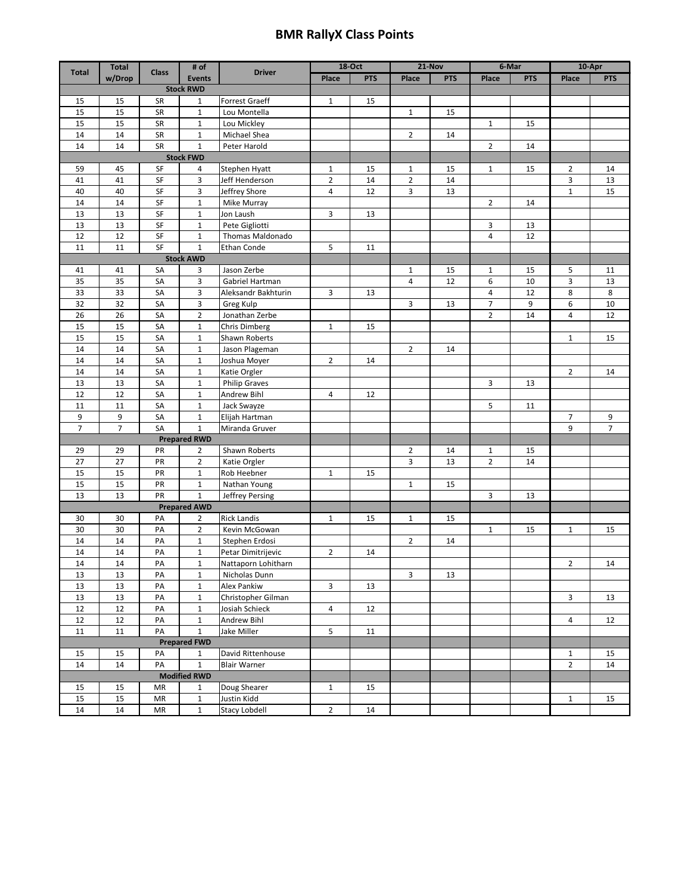# BMR RallyX Class Points

| Total | Total w/Drop | Class | # of Events | Driver | 18-Oct | | 21-Nov | | 6-Mar | | 10-Apr | |
|---|---|---|---|---|---|---|---|---|---|---|---|---|
| | | | | | Place | PTS | Place | PTS | Place | PTS | Place | PTS |
| | | | **Stock RWD** | | | | | | | | | |
| 15 | 15 | SR | 1 | Forrest Graeff | 1 | 15 | | | | | | |
| 15 | 15 | SR | 1 | Lou Montella | | | 1 | 15 | | | | |
| 15 | 15 | SR | 1 | Lou Mickley | | | | | 1 | 15 | | |
| 14 | 14 | SR | 1 | Michael Shea | | | 2 | 14 | | | | |
| 14 | 14 | SR | 1 | Peter Harold | | | | | 2 | 14 | | |
| | | | **Stock FWD** | | | | | | | | | |
| 59 | 45 | SF | 4 | Stephen Hyatt | 1 | 15 | 1 | 15 | 1 | 15 | 2 | 14 |
| 41 | 41 | SF | 3 | Jeff Henderson | 2 | 14 | 2 | 14 | | | 3 | 13 |
| 40 | 40 | SF | 3 | Jeffrey Shore | 4 | 12 | 3 | 13 | | | 1 | 15 |
| 14 | 14 | SF | 1 | Mike Murray | | | | | 2 | 14 | | |
| 13 | 13 | SF | 1 | Jon Laush | 3 | 13 | | | | | | |
| 13 | 13 | SF | 1 | Pete Gigliotti | | | | | 3 | 13 | | |
| 12 | 12 | SF | 1 | Thomas Maldonado | | | | | 4 | 12 | | |
| 11 | 11 | SF | 1 | Ethan Conde | 5 | 11 | | | | | | |
| | | | **Stock AWD** | | | | | | | | | |
| 41 | 41 | SA | 3 | Jason Zerbe | | | 1 | 15 | 1 | 15 | 5 | 11 |
| 35 | 35 | SA | 3 | Gabriel Hartman | | | 4 | 12 | 6 | 10 | 3 | 13 |
| 33 | 33 | SA | 3 | Aleksandr Bakhturin | 3 | 13 | | | 4 | 12 | 8 | 8 |
| 32 | 32 | SA | 3 | Greg Kulp | | | 3 | 13 | 7 | 9 | 6 | 10 |
| 26 | 26 | SA | 2 | Jonathan Zerbe | | | | | 2 | 14 | 4 | 12 |
| 15 | 15 | SA | 1 | Chris Dimberg | 1 | 15 | | | | | | |
| 15 | 15 | SA | 1 | Shawn Roberts | | | | | | | 1 | 15 |
| 14 | 14 | SA | 1 | Jason Plageman | | | 2 | 14 | | | | |
| 14 | 14 | SA | 1 | Joshua Moyer | 2 | 14 | | | | | | |
| 14 | 14 | SA | 1 | Katie Orgler | | | | | | | 2 | 14 |
| 13 | 13 | SA | 1 | Philip Graves | | | | | 3 | 13 | | |
| 12 | 12 | SA | 1 | Andrew Bihl | 4 | 12 | | | | | | |
| 11 | 11 | SA | 1 | Jack Swayze | | | | | 5 | 11 | | |
| 9 | 9 | SA | 1 | Elijah Hartman | | | | | | | 7 | 9 |
| 7 | 7 | SA | 1 | Miranda Gruver | | | | | | | 9 | 7 |
| | | | **Prepared RWD** | | | | | | | | | |
| 29 | 29 | PR | 2 | Shawn Roberts | | | 2 | 14 | 1 | 15 | | |
| 27 | 27 | PR | 2 | Katie Orgler | | | 3 | 13 | 2 | 14 | | |
| 15 | 15 | PR | 1 | Rob Heebner | 1 | 15 | | | | | | |
| 15 | 15 | PR | 1 | Nathan Young | | | 1 | 15 | | | | |
| 13 | 13 | PR | 1 | Jeffrey Persing | | | | | 3 | 13 | | |
| | | | **Prepared AWD** | | | | | | | | | |
| 30 | 30 | PA | 2 | Rick Landis | 1 | 15 | 1 | 15 | | | | |
| 30 | 30 | PA | 2 | Kevin McGowan | | | | | 1 | 15 | 1 | 15 |
| 14 | 14 | PA | 1 | Stephen Erdosi | | | 2 | 14 | | | | |
| 14 | 14 | PA | 1 | Petar Dimitrijevic | 2 | 14 | | | | | | |
| 14 | 14 | PA | 1 | Nattaporn Lohitharn | | | | | | | 2 | 14 |
| 13 | 13 | PA | 1 | Nicholas Dunn | | | 3 | 13 | | | | |
| 13 | 13 | PA | 1 | Alex Pankiw | 3 | 13 | | | | | | |
| 13 | 13 | PA | 1 | Christopher Gilman | | | | | | | 3 | 13 |
| 12 | 12 | PA | 1 | Josiah Schieck | 4 | 12 | | | | | | |
| 12 | 12 | PA | 1 | Andrew Bihl | | | | | | | 4 | 12 |
| 11 | 11 | PA | 1 | Jake Miller | 5 | 11 | | | | | | |
| | | | **Prepared FWD** | | | | | | | | | |
| 15 | 15 | PA | 1 | David Rittenhouse | | | | | | | 1 | 15 |
| 14 | 14 | PA | 1 | Blair Warner | | | | | | | 2 | 14 |
| | | | **Modified RWD** | | | | | | | | | |
| 15 | 15 | MR | 1 | Doug Shearer | 1 | 15 | | | | | | |
| 15 | 15 | MR | 1 | Justin Kidd | | | | | | | 1 | 15 |
| 14 | 14 | MR | 1 | Stacy Lobdell | 2 | 14 | | | | | | |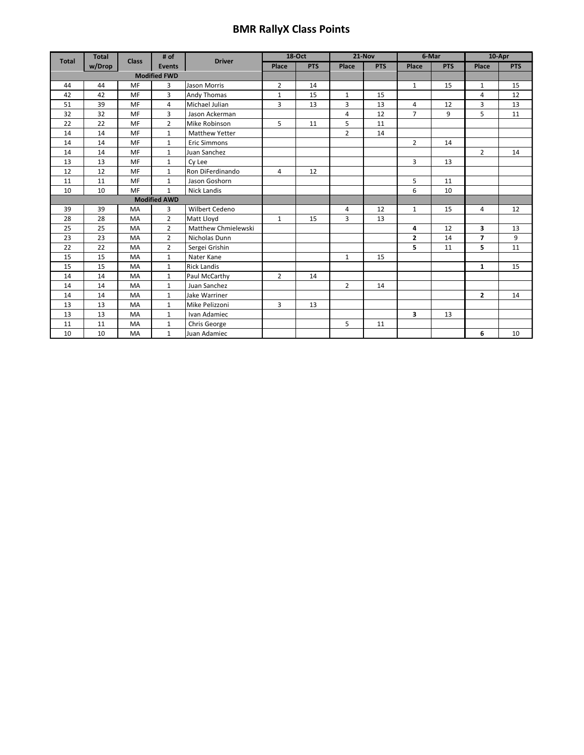# BMR RallyX Class Points

| Total | Total w/Drop | Class | # of Events | Driver | 18-Oct | | 21-Nov | | 6-Mar | | 10-Apr | |
|---|---|---|---|---|---|---|---|---|---|---|---|---|
| | | | | | Place | PTS | Place | PTS | Place | PTS | Place | PTS |
| | | | Modified FWD | | | | | | | | | |
| 44 | 44 | MF | 3 | Jason Morris | 2 | 14 | | | 1 | 15 | 1 | 15 |
| 42 | 42 | MF | 3 | Andy Thomas | 1 | 15 | 1 | 15 | | | 4 | 12 |
| 51 | 39 | MF | 4 | Michael Julian | 3 | 13 | 3 | 13 | 4 | 12 | 3 | 13 |
| 32 | 32 | MF | 3 | Jason Ackerman | | | 4 | 12 | 7 | 9 | 5 | 11 |
| 22 | 22 | MF | 2 | Mike Robinson | 5 | 11 | 5 | 11 | | | | |
| 14 | 14 | MF | 1 | Matthew Yetter | | | 2 | 14 | | | | |
| 14 | 14 | MF | 1 | Eric Simmons | | | | | 2 | 14 | | |
| 14 | 14 | MF | 1 | Juan Sanchez | | | | | | | 2 | 14 |
| 13 | 13 | MF | 1 | Cy Lee | | | | | 3 | 13 | | |
| 12 | 12 | MF | 1 | Ron DiFerdinando | 4 | 12 | | | | | | |
| 11 | 11 | MF | 1 | Jason Goshorn | | | | | 5 | 11 | | |
| 10 | 10 | MF | 1 | Nick Landis | | | | | 6 | 10 | | |
| | | | Modified AWD | | | | | | | | | |
| 39 | 39 | MA | 3 | Wilbert Cedeno | | | 4 | 12 | 1 | 15 | 4 | 12 |
| 28 | 28 | MA | 2 | Matt Lloyd | 1 | 15 | 3 | 13 | | | | |
| 25 | 25 | MA | 2 | Matthew Chmielewski | | | | | **4** | 12 | **3** | 13 |
| 23 | 23 | MA | 2 | Nicholas Dunn | | | | | **2** | 14 | **7** | 9 |
| 22 | 22 | MA | 2 | Sergei Grishin | | | | | **5** | 11 | **5** | 11 |
| 15 | 15 | MA | 1 | Nater Kane | | | 1 | 15 | | | | |
| 15 | 15 | MA | 1 | Rick Landis | | | | | | | **1** | 15 |
| 14 | 14 | MA | 1 | Paul McCarthy | 2 | 14 | | | | | | |
| 14 | 14 | MA | 1 | Juan Sanchez | | | 2 | 14 | | | | |
| 14 | 14 | MA | 1 | Jake Warriner | | | | | | | **2** | 14 |
| 13 | 13 | MA | 1 | Mike Pelizzoni | 3 | 13 | | | | | | |
| 13 | 13 | MA | 1 | Ivan Adamiec | | | | | **3** | 13 | | |
| 11 | 11 | MA | 1 | Chris George | | | 5 | 11 | | | | |
| 10 | 10 | MA | 1 | Juan Adamiec | | | | | | | **6** | 10 |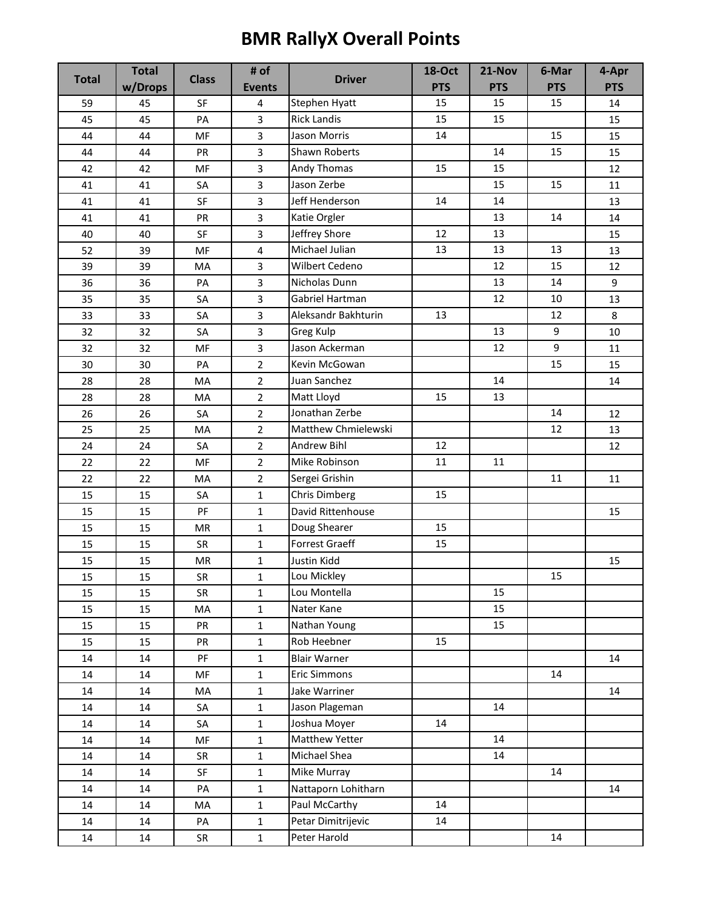# BMR RallyX Overall Points

| Total | Total w/Drops | Class | # of Events | Driver | 18-Oct PTS | 21-Nov PTS | 6-Mar PTS | 4-Apr PTS |
|---|---|---|---|---|---|---|---|---|
| 59 | 45 | SF | 4 | Stephen Hyatt | 15 | 15 | 15 | 14 |
| 45 | 45 | PA | 3 | Rick Landis | 15 | 15 | | 15 |
| 44 | 44 | MF | 3 | Jason Morris | 14 | | 15 | 15 |
| 44 | 44 | PR | 3 | Shawn Roberts | | 14 | 15 | 15 |
| 42 | 42 | MF | 3 | Andy Thomas | 15 | 15 | | 12 |
| 41 | 41 | SA | 3 | Jason Zerbe | | 15 | 15 | 11 |
| 41 | 41 | SF | 3 | Jeff Henderson | 14 | 14 | | 13 |
| 41 | 41 | PR | 3 | Katie Orgler | | 13 | 14 | 14 |
| 40 | 40 | SF | 3 | Jeffrey Shore | 12 | 13 | | 15 |
| 52 | 39 | MF | 4 | Michael Julian | 13 | 13 | 13 | 13 |
| 39 | 39 | MA | 3 | Wilbert Cedeno | | 12 | 15 | 12 |
| 36 | 36 | PA | 3 | Nicholas Dunn | | 13 | 14 | 9 |
| 35 | 35 | SA | 3 | Gabriel Hartman | | 12 | 10 | 13 |
| 33 | 33 | SA | 3 | Aleksandr Bakhturin | 13 | | 12 | 8 |
| 32 | 32 | SA | 3 | Greg Kulp | | 13 | 9 | 10 |
| 32 | 32 | MF | 3 | Jason Ackerman | | 12 | 9 | 11 |
| 30 | 30 | PA | 2 | Kevin McGowan | | | 15 | 15 |
| 28 | 28 | MA | 2 | Juan Sanchez | | 14 | | 14 |
| 28 | 28 | MA | 2 | Matt Lloyd | 15 | 13 | | |
| 26 | 26 | SA | 2 | Jonathan Zerbe | | | 14 | 12 |
| 25 | 25 | MA | 2 | Matthew Chmielewski | | | 12 | 13 |
| 24 | 24 | SA | 2 | Andrew Bihl | 12 | | | 12 |
| 22 | 22 | MF | 2 | Mike Robinson | 11 | 11 | | |
| 22 | 22 | MA | 2 | Sergei Grishin | | | 11 | 11 |
| 15 | 15 | SA | 1 | Chris Dimberg | 15 | | | |
| 15 | 15 | PF | 1 | David Rittenhouse | | | | 15 |
| 15 | 15 | MR | 1 | Doug Shearer | 15 | | | |
| 15 | 15 | SR | 1 | Forrest Graeff | 15 | | | |
| 15 | 15 | MR | 1 | Justin Kidd | | | | 15 |
| 15 | 15 | SR | 1 | Lou Mickley | | | 15 | |
| 15 | 15 | SR | 1 | Lou Montella | | 15 | | |
| 15 | 15 | MA | 1 | Nater Kane | | 15 | | |
| 15 | 15 | PR | 1 | Nathan Young | | 15 | | |
| 15 | 15 | PR | 1 | Rob Heebner | 15 | | | |
| 14 | 14 | PF | 1 | Blair Warner | | | | 14 |
| 14 | 14 | MF | 1 | Eric Simmons | | | 14 | |
| 14 | 14 | MA | 1 | Jake Warriner | | | | 14 |
| 14 | 14 | SA | 1 | Jason Plageman | | 14 | | |
| 14 | 14 | SA | 1 | Joshua Moyer | 14 | | | |
| 14 | 14 | MF | 1 | Matthew Yetter | | 14 | | |
| 14 | 14 | SR | 1 | Michael Shea | | 14 | | |
| 14 | 14 | SF | 1 | Mike Murray | | | 14 | |
| 14 | 14 | PA | 1 | Nattaporn Lohitharn | | | | 14 |
| 14 | 14 | MA | 1 | Paul McCarthy | 14 | | | |
| 14 | 14 | PA | 1 | Petar Dimitrijevic | 14 | | | |
| 14 | 14 | SR | 1 | Peter Harold | | | 14 | |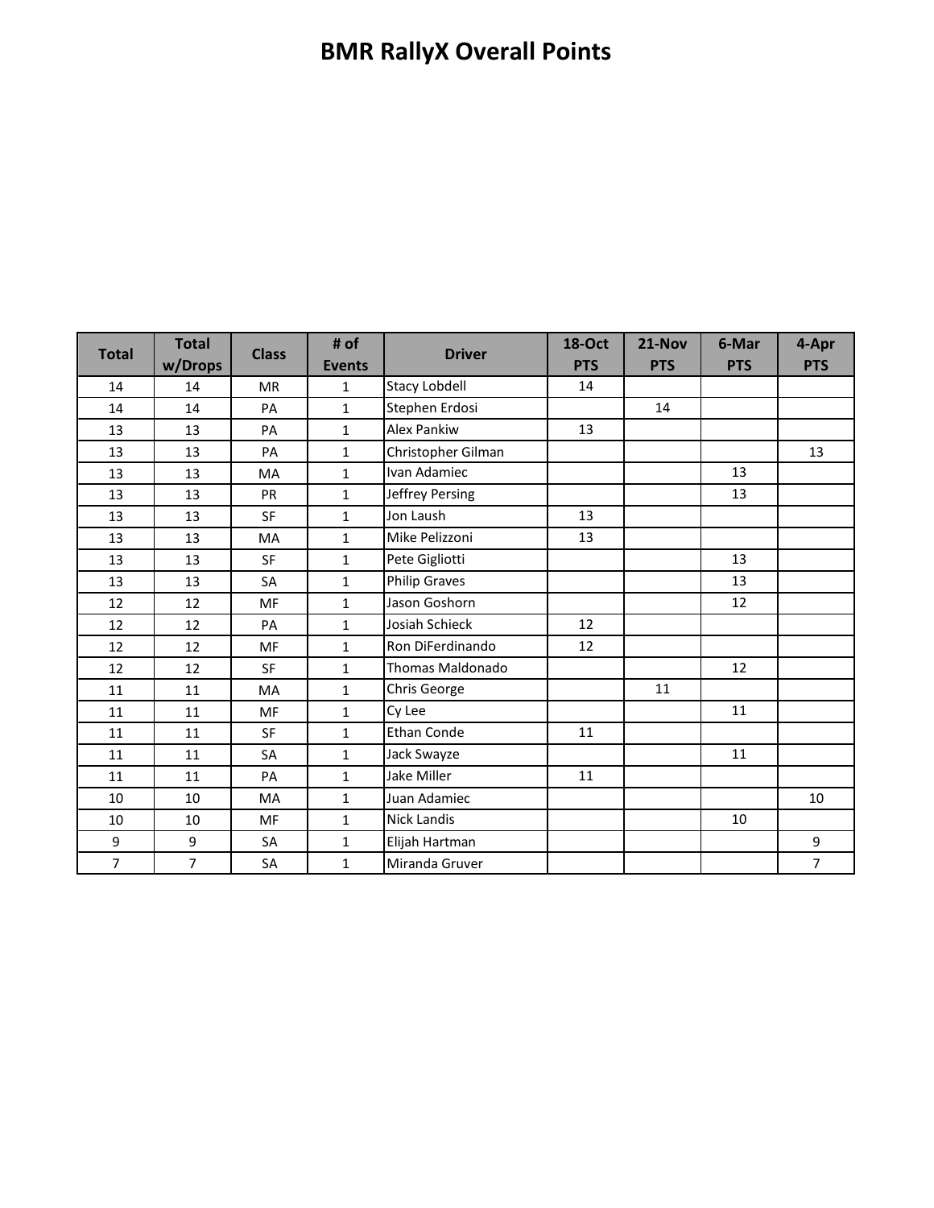# BMR RallyX Overall Points

| Total | Total w/Drops | Class | # of Events | Driver | 18-Oct PTS | 21-Nov PTS | 6-Mar PTS | 4-Apr PTS |
|---|---|---|---|---|---|---|---|---|
| 14 | 14 | MR | 1 | Stacy Lobdell | 14 | | | |
| 14 | 14 | PA | 1 | Stephen Erdosi | | 14 | | |
| 13 | 13 | PA | 1 | Alex Pankiw | 13 | | | |
| 13 | 13 | PA | 1 | Christopher Gilman | | | | 13 |
| 13 | 13 | MA | 1 | Ivan Adamiec | | | 13 | |
| 13 | 13 | PR | 1 | Jeffrey Persing | | | 13 | |
| 13 | 13 | SF | 1 | Jon Laush | 13 | | | |
| 13 | 13 | MA | 1 | Mike Pelizzoni | 13 | | | |
| 13 | 13 | SF | 1 | Pete Gigliotti | | | 13 | |
| 13 | 13 | SA | 1 | Philip Graves | | | 13 | |
| 12 | 12 | MF | 1 | Jason Goshorn | | | 12 | |
| 12 | 12 | PA | 1 | Josiah Schieck | 12 | | | |
| 12 | 12 | MF | 1 | Ron DiFerdinando | 12 | | | |
| 12 | 12 | SF | 1 | Thomas Maldonado | | | 12 | |
| 11 | 11 | MA | 1 | Chris George | | 11 | | |
| 11 | 11 | MF | 1 | Cy Lee | | | 11 | |
| 11 | 11 | SF | 1 | Ethan Conde | 11 | | | |
| 11 | 11 | SA | 1 | Jack Swayze | | | 11 | |
| 11 | 11 | PA | 1 | Jake Miller | 11 | | | |
| 10 | 10 | MA | 1 | Juan Adamiec | | | | 10 |
| 10 | 10 | MF | 1 | Nick Landis | | | 10 | |
| 9 | 9 | SA | 1 | Elijah Hartman | | | | 9 |
| 7 | 7 | SA | 1 | Miranda Gruver | | | | 7 |